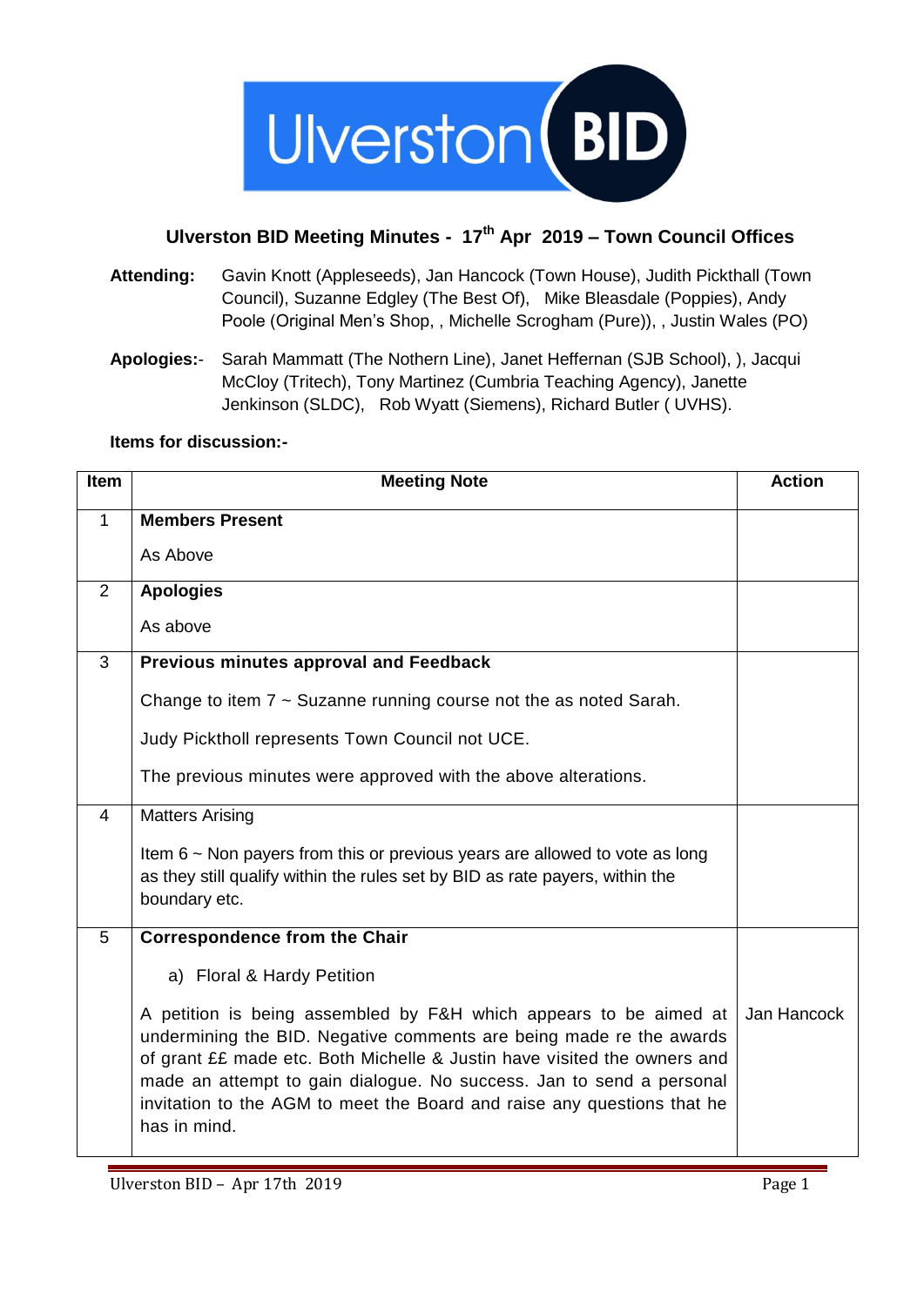Ulverston BID

## Ulverston BID Meeting Minutes - 17th Apr 2019 – Town Council Offices

**Attending:** Gavin Knott (Appleseeds), Jan Hancock (Town House), Judith Pickthall (Town Council), Suzanne Edgley (The Best Of), Mike Bleasdale (Poppies), Andy Poole (Original Men's Shop, , Michelle Scrogham (Pure)), , Justin Wales (PO)

**Apologies:**- Sarah Mammatt (The Nothern Line), Janet Heffernan (SJB School), ), Jacqui McCloy (Tritech), Tony Martinez (Cumbria Teaching Agency), Janette Jenkinson (SLDC), Rob Wyatt (Siemens), Richard Butler ( UVHS).

**Items for discussion:-**

| Item | Meeting Note | Action |
|---|---|---|
| 1 | **Members Present**<br><br>As Above | |
| 2 | **Apologies**<br><br>As above | |
| 3 | **Previous minutes approval and Feedback**<br><br>Change to item 7 ~ Suzanne running course not the as noted Sarah.<br><br>Judy Picktholl represents Town Council not UCE.<br><br>The previous minutes were approved with the above alterations. | |
| 4 | Matters Arising<br><br>Item 6 ~ Non payers from this or previous years are allowed to vote as long as they still qualify within the rules set by BID as rate payers, within the boundary etc. | |
| 5 | **Correspondence from the Chair**<br><br>a) Floral & Hardy Petition<br><br>A petition is being assembled by F&H which appears to be aimed at undermining the BID. Negative comments are being made re the awards of grant ££ made etc. Both Michelle & Justin have visited the owners and made an attempt to gain dialogue. No success. Jan to send a personal invitation to the AGM to meet the Board and raise any questions that he has in mind. | Jan Hancock |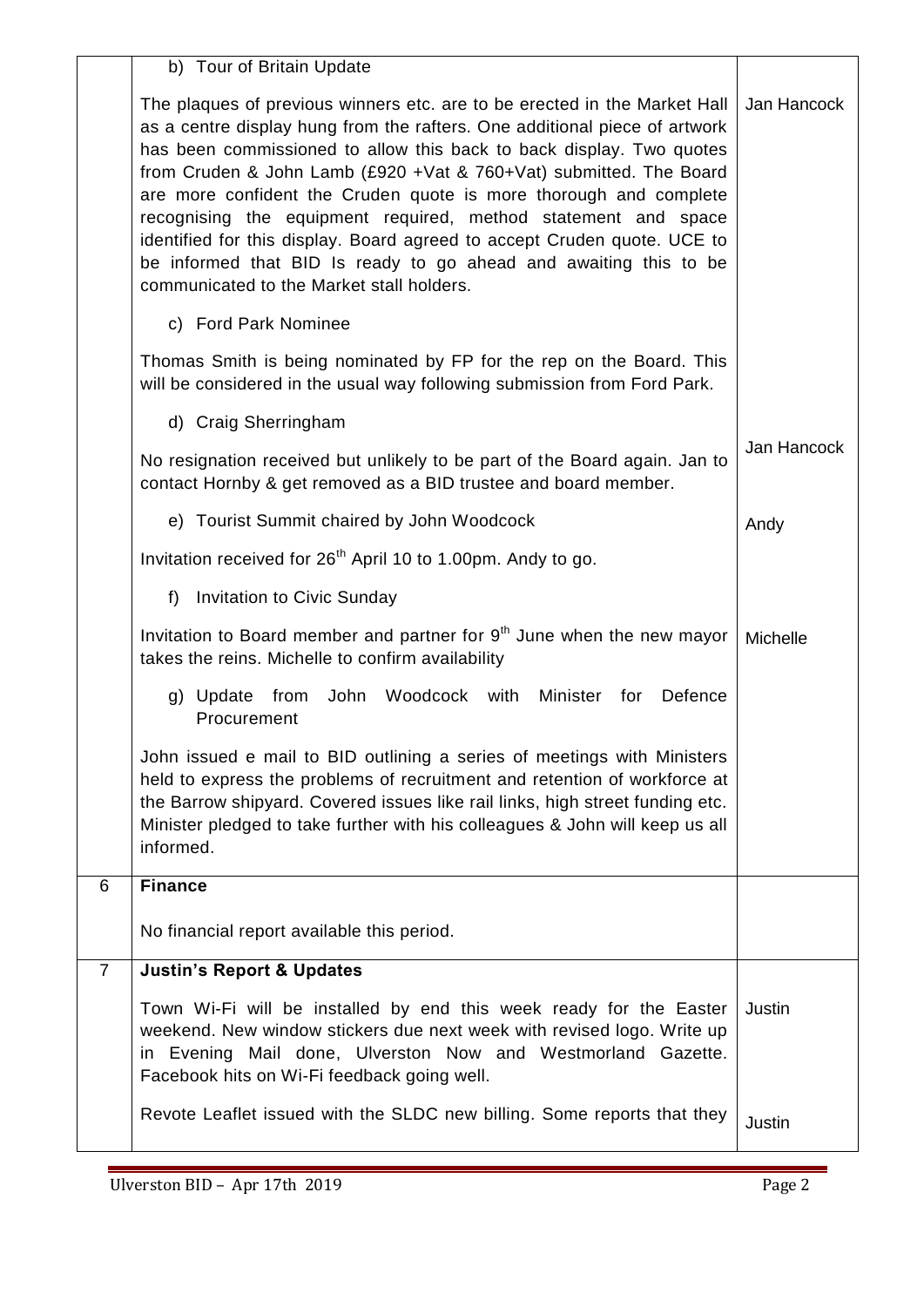| | | |
|---|---|---|
| | b) Tour of Britain Update<br><br>The plaques of previous winners etc. are to be erected in the Market Hall as a centre display hung from the rafters. One additional piece of artwork has been commissioned to allow this back to back display. Two quotes from Cruden & John Lamb (£920 +Vat & 760+Vat) submitted. The Board are more confident the Cruden quote is more thorough and complete recognising the equipment required, method statement and space identified for this display. Board agreed to accept Cruden quote. UCE to be informed that BID Is ready to go ahead and awaiting this to be communicated to the Market stall holders. | Jan Hancock |
| | c) Ford Park Nominee<br><br>Thomas Smith is being nominated by FP for the rep on the Board. This will be considered in the usual way following submission from Ford Park. | |
| | d) Craig Sherringham<br><br>No resignation received but unlikely to be part of the Board again. Jan to contact Hornby & get removed as a BID trustee and board member. | Jan Hancock |
| | e) Tourist Summit chaired by John Woodcock<br><br>Invitation received for 26th April 10 to 1.00pm. Andy to go. | Andy |
| | f) Invitation to Civic Sunday<br><br>Invitation to Board member and partner for 9th June when the new mayor takes the reins. Michelle to confirm availability | Michelle |
| | g) Update from John Woodcock with Minister for Defence Procurement<br><br>John issued e mail to BID outlining a series of meetings with Ministers held to express the problems of recruitment and retention of workforce at the Barrow shipyard. Covered issues like rail links, high street funding etc. Minister pledged to take further with his colleagues & John will keep us all informed. | |
| 6 | **Finance**<br><br>No financial report available this period. | |
| 7 | **Justin's Report & Updates**<br><br>Town Wi-Fi will be installed by end this week ready for the Easter weekend. New window stickers due next week with revised logo. Write up in Evening Mail done, Ulverston Now and Westmorland Gazette. Facebook hits on Wi-Fi feedback going well.<br><br>Revote Leaflet issued with the SLDC new billing. Some reports that they | Justin<br><br>Justin |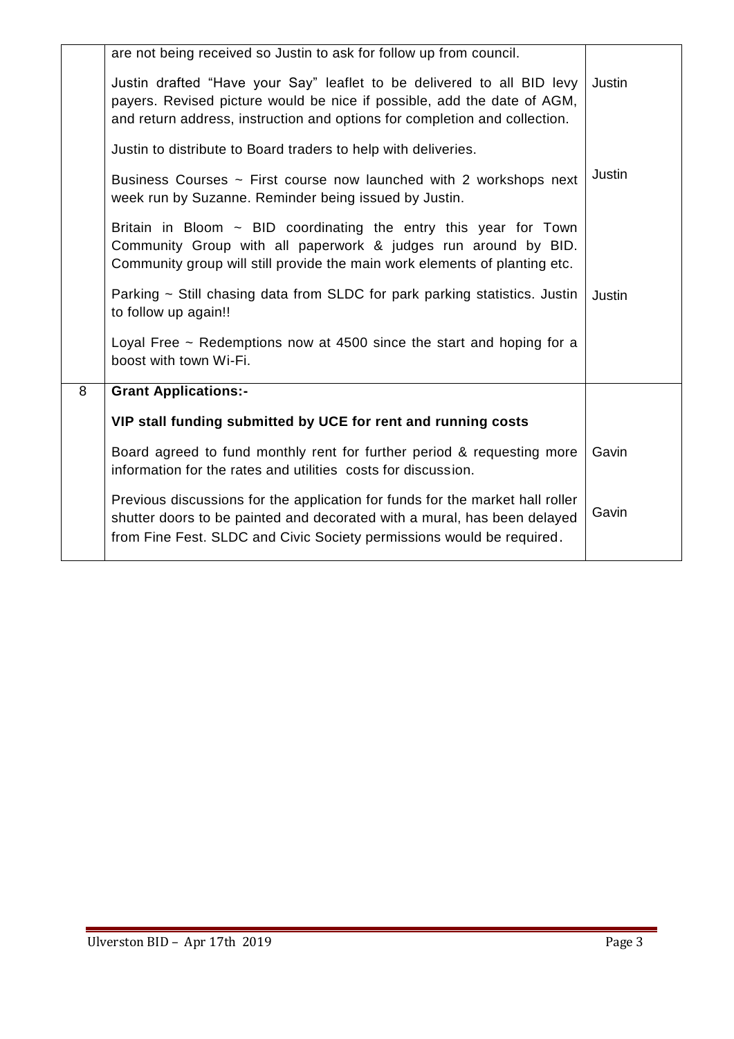| | | |
|---|---|---|
| | are not being received so Justin to ask for follow up from council.<br><br>Justin drafted "Have your Say" leaflet to be delivered to all BID levy payers. Revised picture would be nice if possible, add the date of AGM, and return address, instruction and options for completion and collection.<br><br>Justin to distribute to Board traders to help with deliveries.<br><br>Business Courses ~ First course now launched with 2 workshops next week run by Suzanne. Reminder being issued by Justin.<br><br>Britain in Bloom ~ BID coordinating the entry this year for Town Community Group with all paperwork & judges run around by BID. Community group will still provide the main work elements of planting etc.<br><br>Parking ~ Still chasing data from SLDC for park parking statistics. Justin to follow up again!!<br><br>Loyal Free ~ Redemptions now at 4500 since the start and hoping for a boost with town Wi-Fi. | Justin<br><br>Justin<br><br>Justin |
| 8 | **Grant Applications:-**<br><br>**VIP stall funding submitted by UCE for rent and running costs**<br><br>Board agreed to fund monthly rent for further period & requesting more information for the rates and utilities costs for discussion.<br><br>Previous discussions for the application for funds for the market hall roller shutter doors to be painted and decorated with a mural, has been delayed from Fine Fest. SLDC and Civic Society permissions would be required. | Gavin<br><br>Gavin |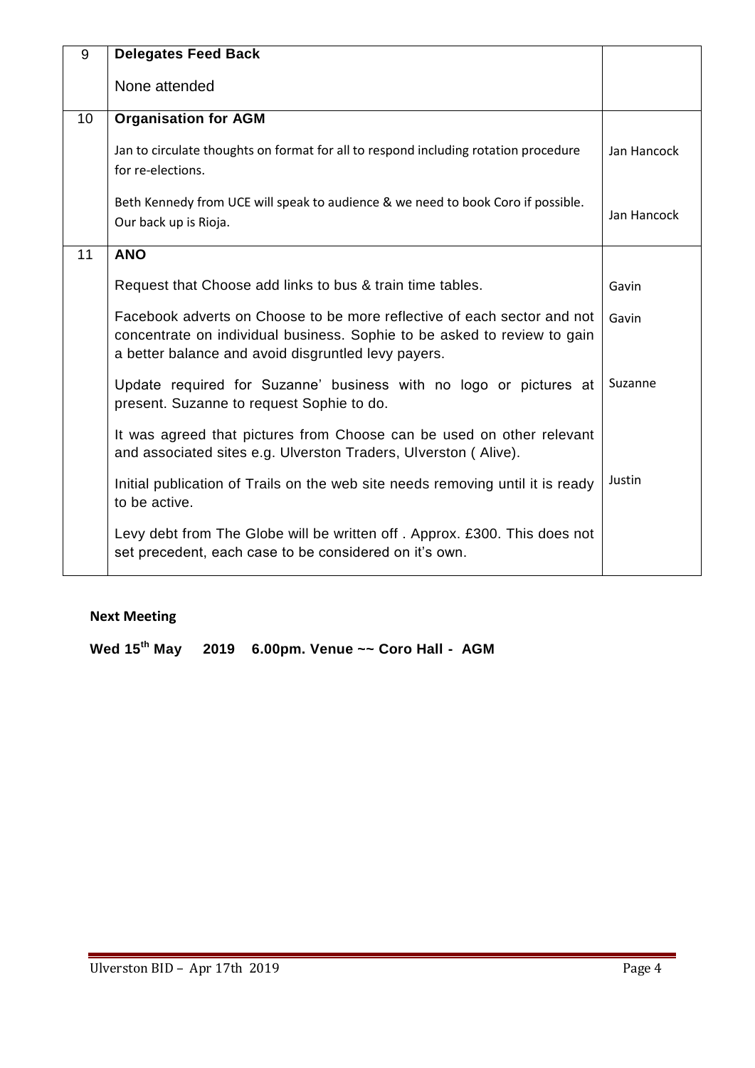| | | |
|---|---|---|
| 9 | **Delegates Feed Back**<br><br>None attended | |
| 10 | **Organisation for AGM**<br><br>Jan to circulate thoughts on format for all to respond including rotation procedure for re-elections.<br><br>Beth Kennedy from UCE will speak to audience & we need to book Coro if possible. Our back up is Rioja. | Jan Hancock<br><br>Jan Hancock |
| 11 | **ANO**<br><br>Request that Choose add links to bus & train time tables.<br><br>Facebook adverts on Choose to be more reflective of each sector and not concentrate on individual business. Sophie to be asked to review to gain a better balance and avoid disgruntled levy payers.<br><br>Update required for Suzanne' business with no logo or pictures at present. Suzanne to request Sophie to do.<br><br>It was agreed that pictures from Choose can be used on other relevant and associated sites e.g. Ulverston Traders, Ulverston ( Alive).<br><br>Initial publication of Trails on the web site needs removing until it is ready to be active.<br><br>Levy debt from The Globe will be written off . Approx. £300. This does not set precedent, each case to be considered on it's own. | Gavin<br><br>Gavin<br><br>Suzanne<br><br>Justin |

**Next Meeting**

**Wed 15th May 2019 6.00pm. Venue ~~ Coro Hall - AGM**